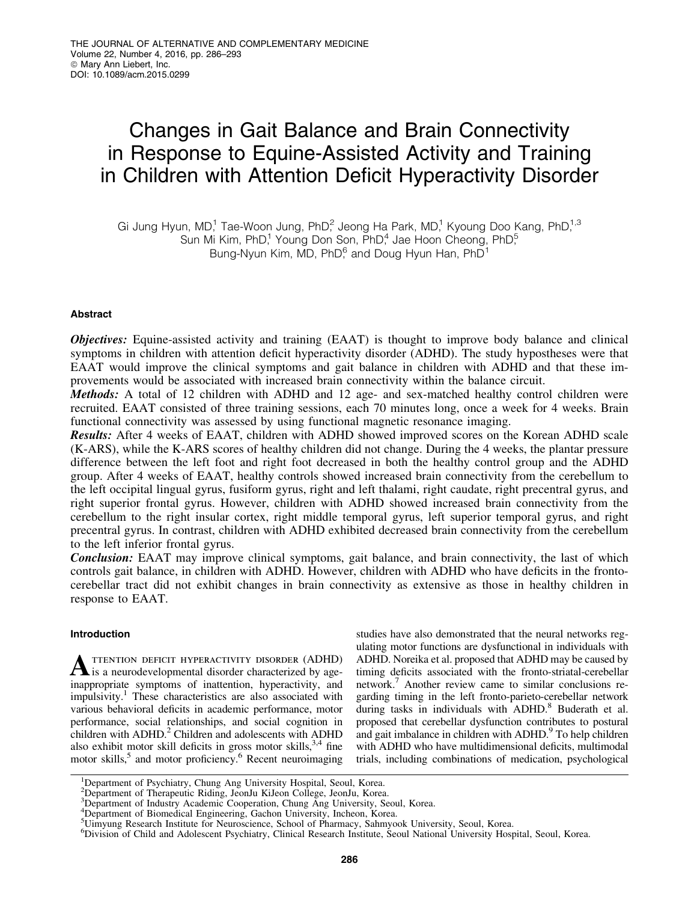# Changes in Gait Balance and Brain Connectivity in Response to Equine-Assisted Activity and Training in Children with Attention Deficit Hyperactivity Disorder

Gi Jung Hyun, MD,[1] Tae-Woon Jung, PhD,[2] Jeong Ha Park, MD,[1] Kyoung Doo Kang, PhD,[1,3] Sun Mi Kim, PhD,[1] Young Don Son, PhD,[4] Jae Hoon Cheong, PhD,[5] Bung-Nyun Kim, MD, PhD,[6] and Doug Hyun Han, PhD[1]

## Abstract

***Objectives:*** Equine-assisted activity and training (EAAT) is thought to improve body balance and clinical symptoms in children with attention deficit hyperactivity disorder (ADHD). The study hypostheses were that EAAT would improve the clinical symptoms and gait balance in children with ADHD and that these improvements would be associated with increased brain connectivity within the balance circuit.

***Methods:*** A total of 12 children with ADHD and 12 age- and sex-matched healthy control children were recruited. EAAT consisted of three training sessions, each 70 minutes long, once a week for 4 weeks. Brain functional connectivity was assessed by using functional magnetic resonance imaging.

***Results:*** After 4 weeks of EAAT, children with ADHD showed improved scores on the Korean ADHD scale (K-ARS), while the K-ARS scores of healthy children did not change. During the 4 weeks, the plantar pressure difference between the left foot and right foot decreased in both the healthy control group and the ADHD group. After 4 weeks of EAAT, healthy controls showed increased brain connectivity from the cerebellum to the left occipital lingual gyrus, fusiform gyrus, right and left thalami, right caudate, right precentral gyrus, and right superior frontal gyrus. However, children with ADHD showed increased brain connectivity from the cerebellum to the right insular cortex, right middle temporal gyrus, left superior temporal gyrus, and right precentral gyrus. In contrast, children with ADHD exhibited decreased brain connectivity from the cerebellum to the left inferior frontal gyrus.

***Conclusion:*** EAAT may improve clinical symptoms, gait balance, and brain connectivity, the last of which controls gait balance, in children with ADHD. However, children with ADHD who have deficits in the fronto-cerebellar tract did not exhibit changes in brain connectivity as extensive as those in healthy children in response to EAAT.

## Introduction

Attention deficit hyperactivity disorder (ADHD) is a neurodevelopmental disorder characterized by age-inappropriate symptoms of inattention, hyperactivity, and impulsivity.[1] These characteristics are also associated with various behavioral deficits in academic performance, motor performance, social relationships, and social cognition in children with ADHD.[2] Children and adolescents with ADHD also exhibit motor skill deficits in gross motor skills,[3,4] fine motor skills,[5] and motor proficiency.[6] Recent neuroimaging studies have also demonstrated that the neural networks regulating motor functions are dysfunctional in individuals with ADHD. Noreika et al. proposed that ADHD may be caused by timing deficits associated with the fronto-striatal-cerebellar network.[7] Another review came to similar conclusions regarding timing in the left fronto-parieto-cerebellar network during tasks in individuals with ADHD.[8] Buderath et al. proposed that cerebellar dysfunction contributes to postural and gait imbalance in children with ADHD.[9] To help children with ADHD who have multidimensional deficits, multimodal trials, including combinations of medication, psychological

---

[1]Department of Psychiatry, Chung Ang University Hospital, Seoul, Korea.
[2]Department of Therapeutic Riding, JeonJu KiJeon College, JeonJu, Korea.
[3]Department of Industry Academic Cooperation, Chung Ang University, Seoul, Korea.
[4]Department of Biomedical Engineering, Gachon University, Incheon, Korea.
[5]Uimyung Research Institute for Neuroscience, School of Pharmacy, Sahmyook University, Seoul, Korea.
[6]Division of Child and Adolescent Psychiatry, Clinical Research Institute, Seoul National University Hospital, Seoul, Korea.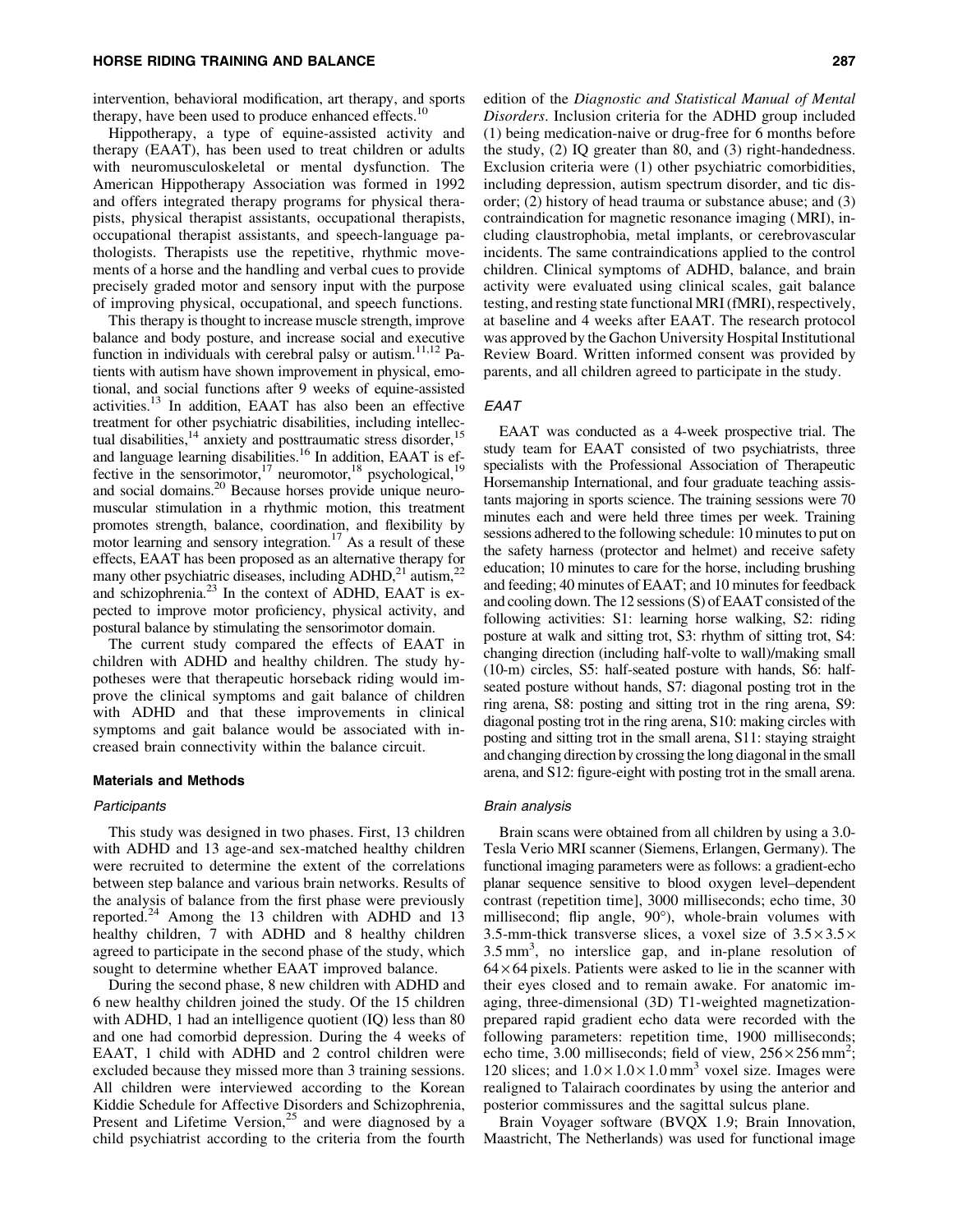intervention, behavioral modification, art therapy, and sports therapy, have been used to produce enhanced effects.[10]

Hippotherapy, a type of equine-assisted activity and therapy (EAAT), has been used to treat children or adults with neuromusculoskeletal or mental dysfunction. The American Hippotherapy Association was formed in 1992 and offers integrated therapy programs for physical therapists, physical therapist assistants, occupational therapists, occupational therapist assistants, and speech-language pathologists. Therapists use the repetitive, rhythmic movements of a horse and the handling and verbal cues to provide precisely graded motor and sensory input with the purpose of improving physical, occupational, and speech functions.

This therapy is thought to increase muscle strength, improve balance and body posture, and increase social and executive function in individuals with cerebral palsy or autism.[11,12] Patients with autism have shown improvement in physical, emotional, and social functions after 9 weeks of equine-assisted activities.[13] In addition, EAAT has also been an effective treatment for other psychiatric disabilities, including intellectual disabilities,[14] anxiety and posttraumatic stress disorder,[15] and language learning disabilities.[16] In addition, EAAT is effective in the sensorimotor,[17] neuromotor,[18] psychological,[19] and social domains.[20] Because horses provide unique neuromuscular stimulation in a rhythmic motion, this treatment promotes strength, balance, coordination, and flexibility by motor learning and sensory integration.[17] As a result of these effects, EAAT has been proposed as an alternative therapy for many other psychiatric diseases, including ADHD,[21] autism,[22] and schizophrenia.[23] In the context of ADHD, EAAT is expected to improve motor proficiency, physical activity, and postural balance by stimulating the sensorimotor domain.

The current study compared the effects of EAAT in children with ADHD and healthy children. The study hypotheses were that therapeutic horseback riding would improve the clinical symptoms and gait balance of children with ADHD and that these improvements in clinical symptoms and gait balance would be associated with increased brain connectivity within the balance circuit.

## Materials and Methods

### *Participants*

This study was designed in two phases. First, 13 children with ADHD and 13 age-and sex-matched healthy children were recruited to determine the extent of the correlations between step balance and various brain networks. Results of the analysis of balance from the first phase were previously reported.[24] Among the 13 children with ADHD and 13 healthy children, 7 with ADHD and 8 healthy children agreed to participate in the second phase of the study, which sought to determine whether EAAT improved balance.

During the second phase, 8 new children with ADHD and 6 new healthy children joined the study. Of the 15 children with ADHD, 1 had an intelligence quotient (IQ) less than 80 and one had comorbid depression. During the 4 weeks of EAAT, 1 child with ADHD and 2 control children were excluded because they missed more than 3 training sessions. All children were interviewed according to the Korean Kiddie Schedule for Affective Disorders and Schizophrenia, Present and Lifetime Version,[25] and were diagnosed by a child psychiatrist according to the criteria from the fourth edition of the *Diagnostic and Statistical Manual of Mental Disorders*. Inclusion criteria for the ADHD group included (1) being medication-naive or drug-free for 6 months before the study, (2) IQ greater than 80, and (3) right-handedness. Exclusion criteria were (1) other psychiatric comorbidities, including depression, autism spectrum disorder, and tic disorder; (2) history of head trauma or substance abuse; and (3) contraindication for magnetic resonance imaging (MRI), including claustrophobia, metal implants, or cerebrovascular incidents. The same contraindications applied to the control children. Clinical symptoms of ADHD, balance, and brain activity were evaluated using clinical scales, gait balance testing, and resting state functional MRI (fMRI), respectively, at baseline and 4 weeks after EAAT. The research protocol was approved by the Gachon University Hospital Institutional Review Board. Written informed consent was provided by parents, and all children agreed to participate in the study.

### *EAAT*

EAAT was conducted as a 4-week prospective trial. The study team for EAAT consisted of two psychiatrists, three specialists with the Professional Association of Therapeutic Horsemanship International, and four graduate teaching assistants majoring in sports science. The training sessions were 70 minutes each and were held three times per week. Training sessions adhered to the following schedule: 10 minutes to put on the safety harness (protector and helmet) and receive safety education; 10 minutes to care for the horse, including brushing and feeding; 40 minutes of EAAT; and 10 minutes for feedback and cooling down. The 12 sessions (S) of EAAT consisted of the following activities: S1: learning horse walking, S2: riding posture at walk and sitting trot, S3: rhythm of sitting trot, S4: changing direction (including half-volte to wall)/making small (10-m) circles, S5: half-seated posture with hands, S6: half-seated posture without hands, S7: diagonal posting trot in the ring arena, S8: posting and sitting trot in the ring arena, S9: diagonal posting trot in the ring arena, S10: making circles with posting and sitting trot in the small arena, S11: staying straight and changing direction by crossing the long diagonal in the small arena, and S12: figure-eight with posting trot in the small arena.

### *Brain analysis*

Brain scans were obtained from all children by using a 3.0-Tesla Verio MRI scanner (Siemens, Erlangen, Germany). The functional imaging parameters were as follows: a gradient-echo planar sequence sensitive to blood oxygen level–dependent contrast (repetition time], 3000 milliseconds; echo time, 30 millisecond; flip angle, 90°), whole-brain volumes with 3.5-mm-thick transverse slices, a voxel size of $3.5 \times 3.5 \times 3.5\,mm^3$, no interslice gap, and in-plane resolution of $64 \times 64$ pixels. Patients were asked to lie in the scanner with their eyes closed and to remain awake. For anatomic imaging, three-dimensional (3D) T1-weighted magnetization-prepared rapid gradient echo data were recorded with the following parameters: repetition time, 1900 milliseconds; echo time, 3.00 milliseconds; field of view, $256 \times 256\,mm^2$; 120 slices; and $1.0 \times 1.0 \times 1.0\,mm^3$ voxel size. Images were realigned to Talairach coordinates by using the anterior and posterior commissures and the sagittal sulcus plane.

Brain Voyager software (BVQX 1.9; Brain Innovation, Maastricht, The Netherlands) was used for functional image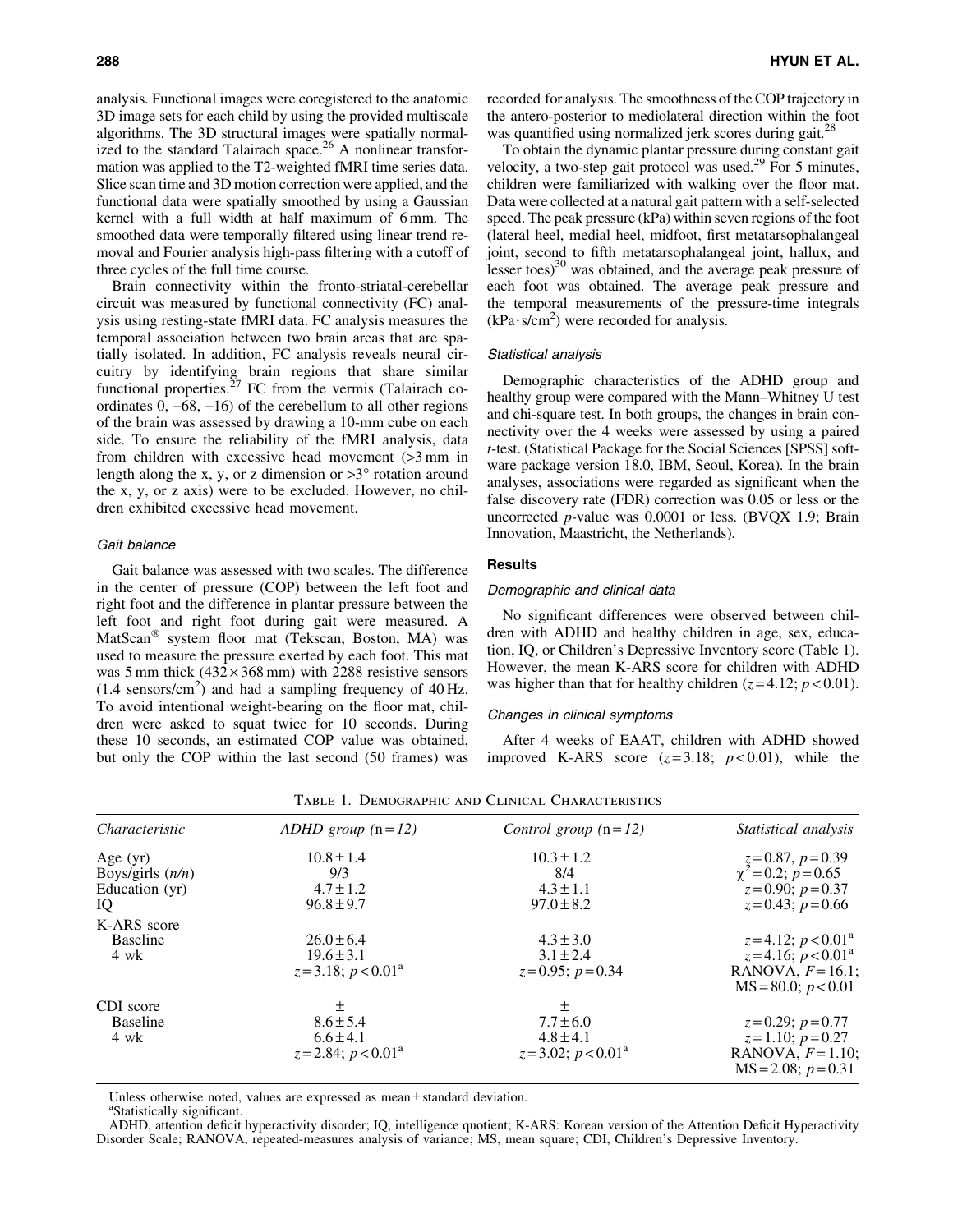analysis. Functional images were coregistered to the anatomic 3D image sets for each child by using the provided multiscale algorithms. The 3D structural images were spatially normalized to the standard Talairach space.[26] A nonlinear transformation was applied to the T2-weighted fMRI time series data. Slice scan time and 3D motion correction were applied, and the functional data were spatially smoothed by using a Gaussian kernel with a full width at half maximum of 6 mm. The smoothed data were temporally filtered using linear trend removal and Fourier analysis high-pass filtering with a cutoff of three cycles of the full time course.

Brain connectivity within the fronto-striatal-cerebellar circuit was measured by functional connectivity (FC) analysis using resting-state fMRI data. FC analysis measures the temporal association between two brain areas that are spatially isolated. In addition, FC analysis reveals neural circuitry by identifying brain regions that share similar functional properties.[27] FC from the vermis (Talairach coordinates 0, −68, −16) of the cerebellum to all other regions of the brain was assessed by drawing a 10-mm cube on each side. To ensure the reliability of the fMRI analysis, data from children with excessive head movement (>3 mm in length along the x, y, or z dimension or >3° rotation around the x, y, or z axis) were to be excluded. However, no children exhibited excessive head movement.

#### Gait balance

Gait balance was assessed with two scales. The difference in the center of pressure (COP) between the left foot and right foot and the difference in plantar pressure between the left foot and right foot during gait were measured. A MatScan® system floor mat (Tekscan, Boston, MA) was used to measure the pressure exerted by each foot. This mat was 5 mm thick (432 × 368 mm) with 2288 resistive sensors (1.4 sensors/cm$^2$) and had a sampling frequency of 40 Hz. To avoid intentional weight-bearing on the floor mat, children were asked to squat twice for 10 seconds. During these 10 seconds, an estimated COP value was obtained, but only the COP within the last second (50 frames) was recorded for analysis. The smoothness of the COP trajectory in the antero-posterior to mediolateral direction within the foot was quantified using normalized jerk scores during gait.[28]

To obtain the dynamic plantar pressure during constant gait velocity, a two-step gait protocol was used.[29] For 5 minutes, children were familiarized with walking over the floor mat. Data were collected at a natural gait pattern with a self-selected speed. The peak pressure (kPa) within seven regions of the foot (lateral heel, medial heel, midfoot, first metatarsophalangeal joint, second to fifth metatarsophalangeal joint, hallux, and lesser toes)[30] was obtained, and the average peak pressure of each foot was obtained. The average peak pressure and the temporal measurements of the pressure-time integrals (kPa·s/cm$^2$) were recorded for analysis.

#### Statistical analysis

Demographic characteristics of the ADHD group and healthy group were compared with the Mann–Whitney U test and chi-square test. In both groups, the changes in brain connectivity over the 4 weeks were assessed by using a paired *t*-test. (Statistical Package for the Social Sciences [SPSS] software package version 18.0, IBM, Seoul, Korea). In the brain analyses, associations were regarded as significant when the false discovery rate (FDR) correction was 0.05 or less or the uncorrected *p*-value was 0.0001 or less. (BVQX 1.9; Brain Innovation, Maastricht, the Netherlands).

### Results

#### Demographic and clinical data

No significant differences were observed between children with ADHD and healthy children in age, sex, education, IQ, or Children's Depressive Inventory score (Table 1). However, the mean K-ARS score for children with ADHD was higher than that for healthy children ($z = 4.12$; $p < 0.01$).

#### Changes in clinical symptoms

After 4 weeks of EAAT, children with ADHD showed improved K-ARS score ($z = 3.18$; $p < 0.01$), while the

Table 1. Demographic and Clinical Characteristics

| *Characteristic* | *ADHD group* (n = *12*) | *Control group* (n = *12*) | *Statistical analysis* |
|---|---|---|---|
| Age (yr) | 10.8 ± 1.4 | 10.3 ± 1.2 | $z = 0.87$, $p = 0.39$ |
| Boys/girls (*n/n*) | 9/3 | 8/4 | $\chi^2 = 0.2$; $p = 0.65$ |
| Education (yr) | 4.7 ± 1.2 | 4.3 ± 1.1 | $z = 0.90$; $p = 0.37$ |
| IQ | 96.8 ± 9.7 | 97.0 ± 8.2 | $z = 0.43$; $p = 0.66$ |
| K-ARS score | | | |
| Baseline | 26.0 ± 6.4 | 4.3 ± 3.0 | $z = 4.12$; $p < 0.01$[a] |
| 4 wk | 19.6 ± 3.1 | 3.1 ± 2.4 | $z = 4.16$; $p < 0.01$[a] |
| | $z = 3.18$; $p < 0.01$[a] | $z = 0.95$; $p = 0.34$ | RANOVA, $F = 16.1$; MS = 80.0; $p < 0.01$ |
| CDI score | ± | ± | |
| Baseline | 8.6 ± 5.4 | 7.7 ± 6.0 | $z = 0.29$; $p = 0.77$ |
| 4 wk | 6.6 ± 4.1 | 4.8 ± 4.1 | $z = 1.10$; $p = 0.27$ |
| | $z = 2.84$; $p < 0.01$[a] | $z = 3.02$; $p < 0.01$[a] | RANOVA, $F = 1.10$; MS = 2.08; $p = 0.31$ |

Unless otherwise noted, values are expressed as mean ± standard deviation.

[a]Statistically significant.

ADHD, attention deficit hyperactivity disorder; IQ, intelligence quotient; K-ARS: Korean version of the Attention Deficit Hyperactivity Disorder Scale; RANOVA, repeated-measures analysis of variance; MS, mean square; CDI, Children's Depressive Inventory.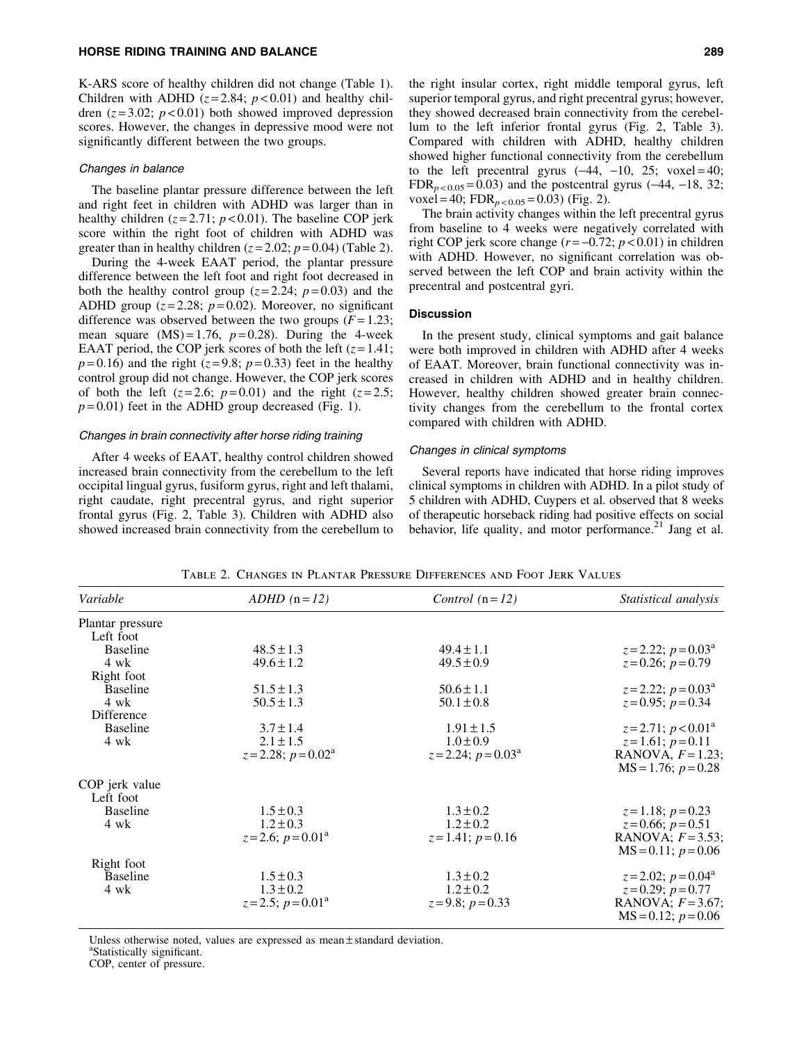K-ARS score of healthy children did not change (Table 1). Children with ADHD ($z=2.84$; $p<0.01$) and healthy children ($z=3.02$; $p<0.01$) both showed improved depression scores. However, the changes in depressive mood were not significantly different between the two groups.

### Changes in balance

The baseline plantar pressure difference between the left and right feet in children with ADHD was larger than in healthy children ($z=2.71$; $p<0.01$). The baseline COP jerk score within the right foot of children with ADHD was greater than in healthy children ($z=2.02$; $p=0.04$) (Table 2).

During the 4-week EAAT period, the plantar pressure difference between the left foot and right foot decreased in both the healthy control group ($z=2.24$; $p=0.03$) and the ADHD group ($z=2.28$; $p=0.02$). Moreover, no significant difference was observed between the two groups ($F=1.23$; mean square (MS) $=1.76$, $p=0.28$). During the 4-week EAAT period, the COP jerk scores of both the left ($z=1.41$; $p=0.16$) and the right ($z=9.8$; $p=0.33$) feet in the healthy control group did not change. However, the COP jerk scores of both the left ($z=2.6$; $p=0.01$) and the right ($z=2.5$; $p=0.01$) feet in the ADHD group decreased (Fig. 1).

### Changes in brain connectivity after horse riding training

After 4 weeks of EAAT, healthy control children showed increased brain connectivity from the cerebellum to the left occipital lingual gyrus, fusiform gyrus, right and left thalami, right caudate, right precentral gyrus, and right superior frontal gyrus (Fig. 2, Table 3). Children with ADHD also showed increased brain connectivity from the cerebellum to the right insular cortex, right middle temporal gyrus, left superior temporal gyrus, and right precentral gyrus; however, they showed decreased brain connectivity from the cerebellum to the left inferior frontal gyrus (Fig. 2, Table 3). Compared with children with ADHD, healthy children showed higher functional connectivity from the cerebellum to the left precentral gyrus (−44, −10, 25; voxel = 40; $FDR_{p<0.05}=0.03$) and the postcentral gyrus (−44, −18, 32; voxel = 40; $FDR_{p<0.05}=0.03$) (Fig. 2).

The brain activity changes within the left precentral gyrus from baseline to 4 weeks were negatively correlated with right COP jerk score change ($r=-0.72$; $p<0.01$) in children with ADHD. However, no significant correlation was observed between the left COP and brain activity within the precentral and postcentral gyri.

## Discussion

In the present study, clinical symptoms and gait balance were both improved in children with ADHD after 4 weeks of EAAT. Moreover, brain functional connectivity was increased in children with ADHD and in healthy children. However, healthy children showed greater brain connectivity changes from the cerebellum to the frontal cortex compared with children with ADHD.

### Changes in clinical symptoms

Several reports have indicated that horse riding improves clinical symptoms in children with ADHD. In a pilot study of 5 children with ADHD, Cuypers et al. observed that 8 weeks of therapeutic horseback riding had positive effects on social behavior, life quality, and motor performance.[21] Jang et al.

Table 2. Changes in Plantar Pressure Differences and Foot Jerk Values

| Variable | ADHD (n = 12) | Control (n = 12) | Statistical analysis |
|---|---|---|---|
| Plantar pressure | | | |
| Left foot | | | |
| Baseline | 48.5 ± 1.3 | 49.4 ± 1.1 | $z=2.22$; $p=0.03$[a] |
| 4 wk | 49.6 ± 1.2 | 49.5 ± 0.9 | $z=0.26$; $p=0.79$ |
| Right foot | | | |
| Baseline | 51.5 ± 1.3 | 50.6 ± 1.1 | $z=2.22$; $p=0.03$[a] |
| 4 wk | 50.5 ± 1.3 | 50.1 ± 0.8 | $z=0.95$; $p=0.34$ |
| Difference | | | |
| Baseline | 3.7 ± 1.4 | 1.91 ± 1.5 | $z=2.71$; $p<0.01$[a] |
| 4 wk | 2.1 ± 1.5 | 1.0 ± 0.9 | $z=1.61$; $p=0.11$ |
| | $z=2.28$; $p=0.02$[a] | $z=2.24$; $p=0.03$[a] | RANOVA, $F=1.23$; MS = 1.76; $p=0.28$ |
| COP jerk value | | | |
| Left foot | | | |
| Baseline | 1.5 ± 0.3 | 1.3 ± 0.2 | $z=1.18$; $p=0.23$ |
| 4 wk | 1.2 ± 0.3 | 1.2 ± 0.2 | $z=0.66$; $p=0.51$ |
| | $z=2.6$; $p=0.01$[a] | $z=1.41$; $p=0.16$ | RANOVA; $F=3.53$; MS = 0.11; $p=0.06$ |
| Right foot | | | |
| Baseline | 1.5 ± 0.3 | 1.3 ± 0.2 | $z=2.02$; $p=0.04$[a] |
| 4 wk | 1.3 ± 0.2 | 1.2 ± 0.2 | $z=0.29$; $p=0.77$ |
| | $z=2.5$; $p=0.01$[a] | $z=9.8$; $p=0.33$ | RANOVA; $F=3.67$; MS = 0.12; $p=0.06$ |

Unless otherwise noted, values are expressed as mean ± standard deviation.
[a]Statistically significant.
COP, center of pressure.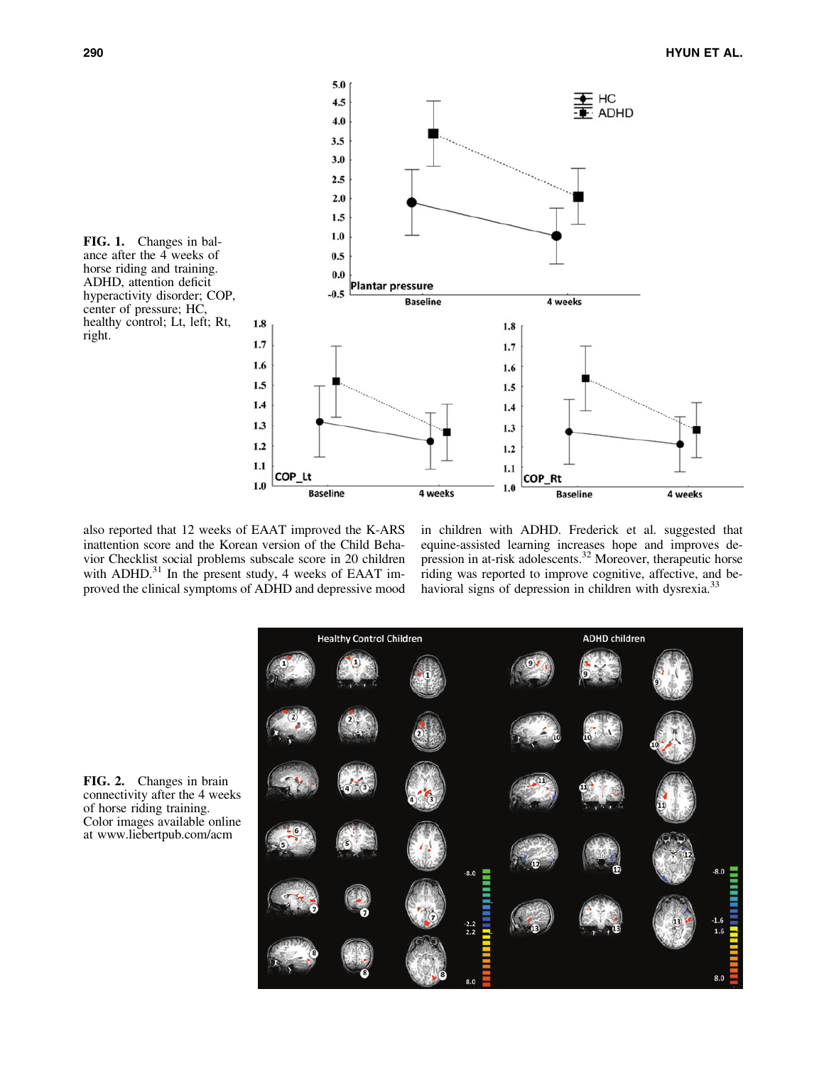FIG. 1. Changes in balance after the 4 weeks of horse riding and training. ADHD, attention deficit hyperactivity disorder; COP, center of pressure; HC, healthy control; Lt, left; Rt, right.

also reported that 12 weeks of EAAT improved the K-ARS inattention score and the Korean version of the Child Behavior Checklist social problems subscale score in 20 children with ADHD.[31] In the present study, 4 weeks of EAAT improved the clinical symptoms of ADHD and depressive mood in children with ADHD. Frederick et al. suggested that equine-assisted learning increases hope and improves depression in at-risk adolescents.[32] Moreover, therapeutic horse riding was reported to improve cognitive, affective, and behavioral signs of depression in children with dysrexia.[33]

FIG. 2. Changes in brain connectivity after the 4 weeks of horse riding training. Color images available online at www.liebertpub.com/acm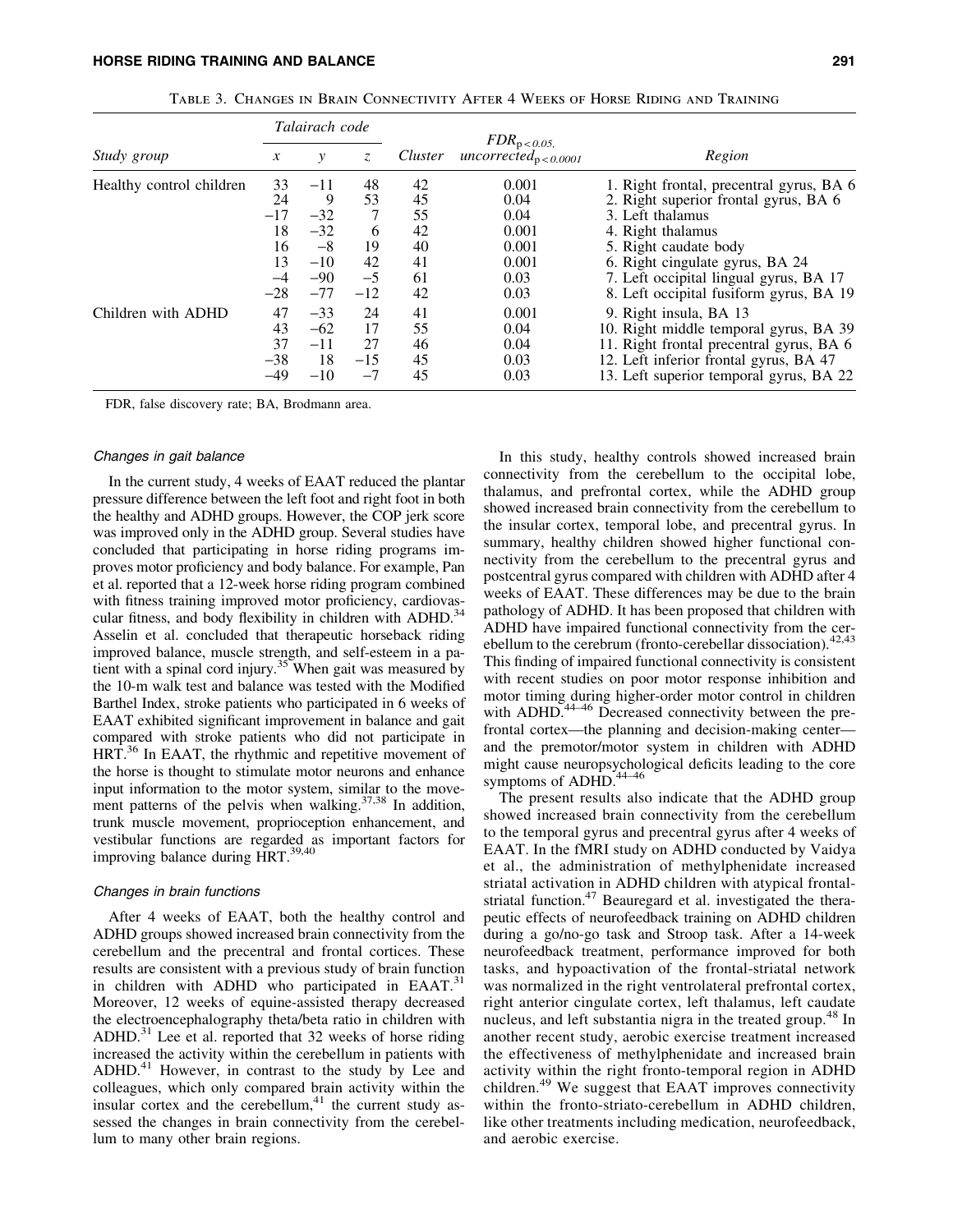Table 3. Changes in Brain Connectivity After 4 Weeks of Horse Riding and Training

| Study group | Talairach code | | | Cluster | $FDR_{p<0.05,}$ $uncorrected_{p<0.0001}$ | Region |
|---|---|---|---|---|---|---|
| | x | y | z | | | |
| Healthy control children | 33 | −11 | 48 | 42 | 0.001 | 1. Right frontal, precentral gyrus, BA 6 |
| | 24 | 9 | 53 | 45 | 0.04 | 2. Right superior frontal gyrus, BA 6 |
| | −17 | −32 | 7 | 55 | 0.04 | 3. Left thalamus |
| | 18 | −32 | 6 | 42 | 0.001 | 4. Right thalamus |
| | 16 | −8 | 19 | 40 | 0.001 | 5. Right caudate body |
| | 13 | −10 | 42 | 41 | 0.001 | 6. Right cingulate gyrus, BA 24 |
| | −4 | −90 | −5 | 61 | 0.03 | 7. Left occipital lingual gyrus, BA 17 |
| | −28 | −77 | −12 | 42 | 0.03 | 8. Left occipital fusiform gyrus, BA 19 |
| Children with ADHD | 47 | −33 | 24 | 41 | 0.001 | 9. Right insula, BA 13 |
| | 43 | −62 | 17 | 55 | 0.04 | 10. Right middle temporal gyrus, BA 39 |
| | 37 | −11 | 27 | 46 | 0.04 | 11. Right frontal precentral gyrus, BA 6 |
| | −38 | 18 | −15 | 45 | 0.03 | 12. Left inferior frontal gyrus, BA 47 |
| | −49 | −10 | −7 | 45 | 0.03 | 13. Left superior temporal gyrus, BA 22 |

FDR, false discovery rate; BA, Brodmann area.

### Changes in gait balance

In the current study, 4 weeks of EAAT reduced the plantar pressure difference between the left foot and right foot in both the healthy and ADHD groups. However, the COP jerk score was improved only in the ADHD group. Several studies have concluded that participating in horse riding programs improves motor proficiency and body balance. For example, Pan et al. reported that a 12-week horse riding program combined with fitness training improved motor proficiency, cardiovascular fitness, and body flexibility in children with ADHD.[34] Asselin et al. concluded that therapeutic horseback riding improved balance, muscle strength, and self-esteem in a patient with a spinal cord injury.[35] When gait was measured by the 10-m walk test and balance was tested with the Modified Barthel Index, stroke patients who participated in 6 weeks of EAAT exhibited significant improvement in balance and gait compared with stroke patients who did not participate in HRT.[36] In EAAT, the rhythmic and repetitive movement of the horse is thought to stimulate motor neurons and enhance input information to the motor system, similar to the movement patterns of the pelvis when walking.[37,38] In addition, trunk muscle movement, proprioception enhancement, and vestibular functions are regarded as important factors for improving balance during HRT.[39,40]

### Changes in brain functions

After 4 weeks of EAAT, both the healthy control and ADHD groups showed increased brain connectivity from the cerebellum and the precentral and frontal cortices. These results are consistent with a previous study of brain function in children with ADHD who participated in EAAT.[31] Moreover, 12 weeks of equine-assisted therapy decreased the electroencephalography theta/beta ratio in children with ADHD.[31] Lee et al. reported that 32 weeks of horse riding increased the activity within the cerebellum in patients with ADHD.[41] However, in contrast to the study by Lee and colleagues, which only compared brain activity within the insular cortex and the cerebellum,[41] the current study assessed the changes in brain connectivity from the cerebellum to many other brain regions.

In this study, healthy controls showed increased brain connectivity from the cerebellum to the occipital lobe, thalamus, and prefrontal cortex, while the ADHD group showed increased brain connectivity from the cerebellum to the insular cortex, temporal lobe, and precentral gyrus. In summary, healthy children showed higher functional connectivity from the cerebellum to the precentral gyrus and postcentral gyrus compared with children with ADHD after 4 weeks of EAAT. These differences may be due to the brain pathology of ADHD. It has been proposed that children with ADHD have impaired functional connectivity from the cerebellum to the cerebrum (fronto-cerebellar dissociation).[42,43] This finding of impaired functional connectivity is consistent with recent studies on poor motor response inhibition and motor timing during higher-order motor control in children with ADHD.[44–46] Decreased connectivity between the prefrontal cortex—the planning and decision-making center—and the premotor/motor system in children with ADHD might cause neuropsychological deficits leading to the core symptoms of ADHD.[44–46]

The present results also indicate that the ADHD group showed increased brain connectivity from the cerebellum to the temporal gyrus and precentral gyrus after 4 weeks of EAAT. In the fMRI study on ADHD conducted by Vaidya et al., the administration of methylphenidate increased striatal activation in ADHD children with atypical frontal-striatal function.[47] Beauregard et al. investigated the therapeutic effects of neurofeedback training on ADHD children during a go/no-go task and Stroop task. After a 14-week neurofeedback treatment, performance improved for both tasks, and hypoactivation of the frontal-striatal network was normalized in the right ventrolateral prefrontal cortex, right anterior cingulate cortex, left thalamus, left caudate nucleus, and left substantia nigra in the treated group.[48] In another recent study, aerobic exercise treatment increased the effectiveness of methylphenidate and increased brain activity within the right fronto-temporal region in ADHD children.[49] We suggest that EAAT improves connectivity within the fronto-striato-cerebellum in ADHD children, like other treatments including medication, neurofeedback, and aerobic exercise.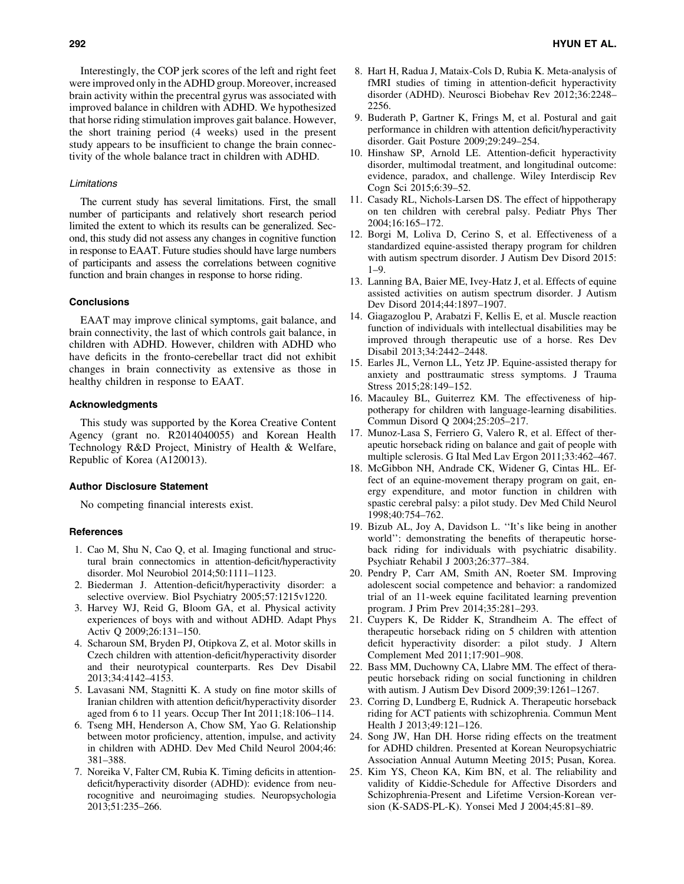Interestingly, the COP jerk scores of the left and right feet were improved only in the ADHD group. Moreover, increased brain activity within the precentral gyrus was associated with improved balance in children with ADHD. We hypothesized that horse riding stimulation improves gait balance. However, the short training period (4 weeks) used in the present study appears to be insufficient to change the brain connectivity of the whole balance tract in children with ADHD.

### *Limitations*

The current study has several limitations. First, the small number of participants and relatively short research period limited the extent to which its results can be generalized. Second, this study did not assess any changes in cognitive function in response to EAAT. Future studies should have large numbers of participants and assess the correlations between cognitive function and brain changes in response to horse riding.

## Conclusions

EAAT may improve clinical symptoms, gait balance, and brain connectivity, the last of which controls gait balance, in children with ADHD. However, children with ADHD who have deficits in the fronto-cerebellar tract did not exhibit changes in brain connectivity as extensive as those in healthy children in response to EAAT.

## Acknowledgments

This study was supported by the Korea Creative Content Agency (grant no. R2014040055) and Korean Health Technology R&D Project, Ministry of Health & Welfare, Republic of Korea (A120013).

## Author Disclosure Statement

No competing financial interests exist.

## References

1. Cao M, Shu N, Cao Q, et al. Imaging functional and structural brain connectomics in attention-deficit/hyperactivity disorder. Mol Neurobiol 2014;50:1111–1123.
2. Biederman J. Attention-deficit/hyperactivity disorder: a selective overview. Biol Psychiatry 2005;57:1215v1220.
3. Harvey WJ, Reid G, Bloom GA, et al. Physical activity experiences of boys with and without ADHD. Adapt Phys Activ Q 2009;26:131–150.
4. Scharoun SM, Bryden PJ, Otipkova Z, et al. Motor skills in Czech children with attention-deficit/hyperactivity disorder and their neurotypical counterparts. Res Dev Disabil 2013;34:4142–4153.
5. Lavasani NM, Stagnitti K. A study on fine motor skills of Iranian children with attention deficit/hyperactivity disorder aged from 6 to 11 years. Occup Ther Int 2011;18:106–114.
6. Tseng MH, Henderson A, Chow SM, Yao G. Relationship between motor proficiency, attention, impulse, and activity in children with ADHD. Dev Med Child Neurol 2004;46: 381–388.
7. Noreika V, Falter CM, Rubia K. Timing deficits in attention-deficit/hyperactivity disorder (ADHD): evidence from neurocognitive and neuroimaging studies. Neuropsychologia 2013;51:235–266.
8. Hart H, Radua J, Mataix-Cols D, Rubia K. Meta-analysis of fMRI studies of timing in attention-deficit hyperactivity disorder (ADHD). Neurosci Biobehav Rev 2012;36:2248–2256.
9. Buderath P, Gartner K, Frings M, et al. Postural and gait performance in children with attention deficit/hyperactivity disorder. Gait Posture 2009;29:249–254.
10. Hinshaw SP, Arnold LE. Attention-deficit hyperactivity disorder, multimodal treatment, and longitudinal outcome: evidence, paradox, and challenge. Wiley Interdiscip Rev Cogn Sci 2015;6:39–52.
11. Casady RL, Nichols-Larsen DS. The effect of hippotherapy on ten children with cerebral palsy. Pediatr Phys Ther 2004;16:165–172.
12. Borgi M, Loliva D, Cerino S, et al. Effectiveness of a standardized equine-assisted therapy program for children with autism spectrum disorder. J Autism Dev Disord 2015: 1–9.
13. Lanning BA, Baier ME, Ivey-Hatz J, et al. Effects of equine assisted activities on autism spectrum disorder. J Autism Dev Disord 2014;44:1897–1907.
14. Giagazoglou P, Arabatzi F, Kellis E, et al. Muscle reaction function of individuals with intellectual disabilities may be improved through therapeutic use of a horse. Res Dev Disabil 2013;34:2442–2448.
15. Earles JL, Vernon LL, Yetz JP. Equine-assisted therapy for anxiety and posttraumatic stress symptoms. J Trauma Stress 2015;28:149–152.
16. Macauley BL, Guiterrez KM. The effectiveness of hippotherapy for children with language-learning disabilities. Commun Disord Q 2004;25:205–217.
17. Munoz-Lasa S, Ferriero G, Valero R, et al. Effect of therapeutic horseback riding on balance and gait of people with multiple sclerosis. G Ital Med Lav Ergon 2011;33:462–467.
18. McGibbon NH, Andrade CK, Widener G, Cintas HL. Effect of an equine-movement therapy program on gait, energy expenditure, and motor function in children with spastic cerebral palsy: a pilot study. Dev Med Child Neurol 1998;40:754–762.
19. Bizub AL, Joy A, Davidson L. ''It's like being in another world'': demonstrating the benefits of therapeutic horseback riding for individuals with psychiatric disability. Psychiatr Rehabil J 2003;26:377–384.
20. Pendry P, Carr AM, Smith AN, Roeter SM. Improving adolescent social competence and behavior: a randomized trial of an 11-week equine facilitated learning prevention program. J Prim Prev 2014;35:281–293.
21. Cuypers K, De Ridder K, Strandheim A. The effect of therapeutic horseback riding on 5 children with attention deficit hyperactivity disorder: a pilot study. J Altern Complement Med 2011;17:901–908.
22. Bass MM, Duchowny CA, Llabre MM. The effect of therapeutic horseback riding on social functioning in children with autism. J Autism Dev Disord 2009;39:1261–1267.
23. Corring D, Lundberg E, Rudnick A. Therapeutic horseback riding for ACT patients with schizophrenia. Commun Ment Health J 2013;49:121–126.
24. Song JW, Han DH. Horse riding effects on the treatment for ADHD children. Presented at Korean Neuropsychiatric Association Annual Autumn Meeting 2015; Pusan, Korea.
25. Kim YS, Cheon KA, Kim BN, et al. The reliability and validity of Kiddie-Schedule for Affective Disorders and Schizophrenia-Present and Lifetime Version-Korean version (K-SADS-PL-K). Yonsei Med J 2004;45:81–89.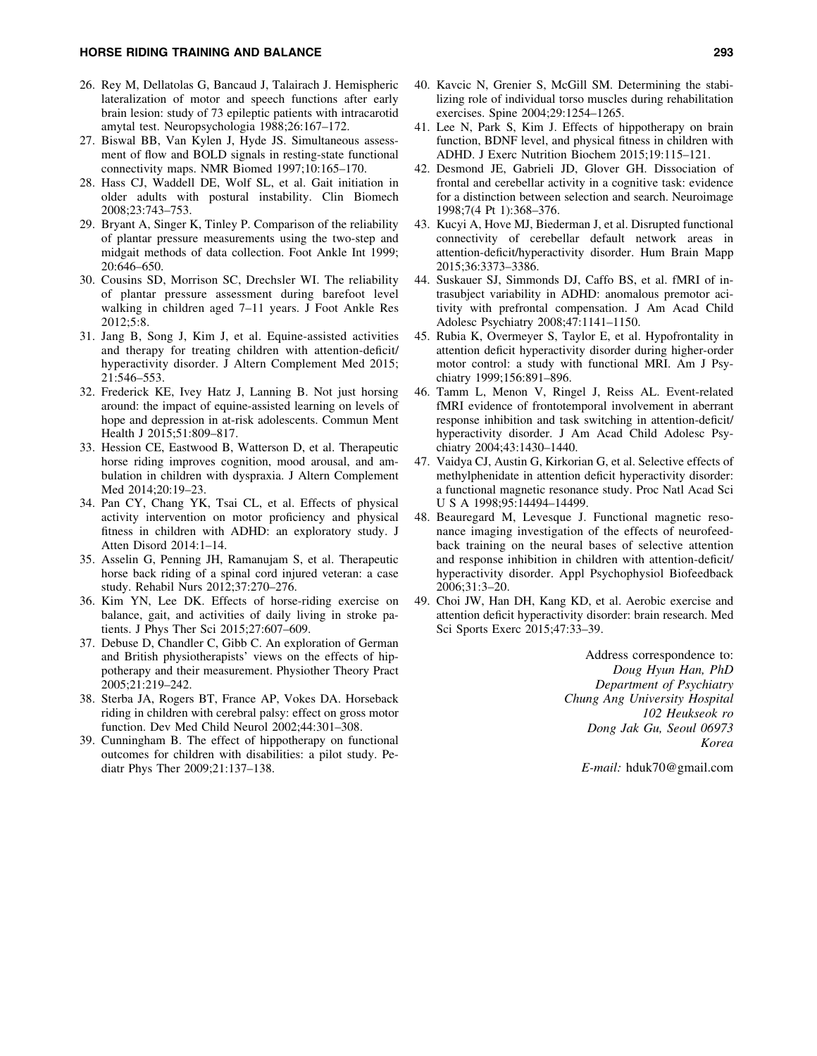26. Rey M, Dellatolas G, Bancaud J, Talairach J. Hemispheric lateralization of motor and speech functions after early brain lesion: study of 73 epileptic patients with intracarotid amytal test. Neuropsychologia 1988;26:167–172.
27. Biswal BB, Van Kylen J, Hyde JS. Simultaneous assessment of flow and BOLD signals in resting-state functional connectivity maps. NMR Biomed 1997;10:165–170.
28. Hass CJ, Waddell DE, Wolf SL, et al. Gait initiation in older adults with postural instability. Clin Biomech 2008;23:743–753.
29. Bryant A, Singer K, Tinley P. Comparison of the reliability of plantar pressure measurements using the two-step and midgait methods of data collection. Foot Ankle Int 1999; 20:646–650.
30. Cousins SD, Morrison SC, Drechsler WI. The reliability of plantar pressure assessment during barefoot level walking in children aged 7–11 years. J Foot Ankle Res 2012;5:8.
31. Jang B, Song J, Kim J, et al. Equine-assisted activities and therapy for treating children with attention-deficit/hyperactivity disorder. J Altern Complement Med 2015; 21:546–553.
32. Frederick KE, Ivey Hatz J, Lanning B. Not just horsing around: the impact of equine-assisted learning on levels of hope and depression in at-risk adolescents. Commun Ment Health J 2015;51:809–817.
33. Hession CE, Eastwood B, Watterson D, et al. Therapeutic horse riding improves cognition, mood arousal, and ambulation in children with dyspraxia. J Altern Complement Med 2014;20:19–23.
34. Pan CY, Chang YK, Tsai CL, et al. Effects of physical activity intervention on motor proficiency and physical fitness in children with ADHD: an exploratory study. J Atten Disord 2014:1–14.
35. Asselin G, Penning JH, Ramanujam S, et al. Therapeutic horse back riding of a spinal cord injured veteran: a case study. Rehabil Nurs 2012;37:270–276.
36. Kim YN, Lee DK. Effects of horse-riding exercise on balance, gait, and activities of daily living in stroke patients. J Phys Ther Sci 2015;27:607–609.
37. Debuse D, Chandler C, Gibb C. An exploration of German and British physiotherapists' views on the effects of hippotherapy and their measurement. Physiother Theory Pract 2005;21:219–242.
38. Sterba JA, Rogers BT, France AP, Vokes DA. Horseback riding in children with cerebral palsy: effect on gross motor function. Dev Med Child Neurol 2002;44:301–308.
39. Cunningham B. The effect of hippotherapy on functional outcomes for children with disabilities: a pilot study. Pediatr Phys Ther 2009;21:137–138.
40. Kavcic N, Grenier S, McGill SM. Determining the stabilizing role of individual torso muscles during rehabilitation exercises. Spine 2004;29:1254–1265.
41. Lee N, Park S, Kim J. Effects of hippotherapy on brain function, BDNF level, and physical fitness in children with ADHD. J Exerc Nutrition Biochem 2015;19:115–121.
42. Desmond JE, Gabrieli JD, Glover GH. Dissociation of frontal and cerebellar activity in a cognitive task: evidence for a distinction between selection and search. Neuroimage 1998;7(4 Pt 1):368–376.
43. Kucyi A, Hove MJ, Biederman J, et al. Disrupted functional connectivity of cerebellar default network areas in attention-deficit/hyperactivity disorder. Hum Brain Mapp 2015;36:3373–3386.
44. Suskauer SJ, Simmonds DJ, Caffo BS, et al. fMRI of intrasubject variability in ADHD: anomalous premotor acitivity with prefrontal compensation. J Am Acad Child Adolesc Psychiatry 2008;47:1141–1150.
45. Rubia K, Overmeyer S, Taylor E, et al. Hypofrontality in attention deficit hyperactivity disorder during higher-order motor control: a study with functional MRI. Am J Psychiatry 1999;156:891–896.
46. Tamm L, Menon V, Ringel J, Reiss AL. Event-related fMRI evidence of frontotemporal involvement in aberrant response inhibition and task switching in attention-deficit/hyperactivity disorder. J Am Acad Child Adolesc Psychiatry 2004;43:1430–1440.
47. Vaidya CJ, Austin G, Kirkorian G, et al. Selective effects of methylphenidate in attention deficit hyperactivity disorder: a functional magnetic resonance study. Proc Natl Acad Sci U S A 1998;95:14494–14499.
48. Beauregard M, Levesque J. Functional magnetic resonance imaging investigation of the effects of neurofeedback training on the neural bases of selective attention and response inhibition in children with attention-deficit/hyperactivity disorder. Appl Psychophysiol Biofeedback 2006;31:3–20.
49. Choi JW, Han DH, Kang KD, et al. Aerobic exercise and attention deficit hyperactivity disorder: brain research. Med Sci Sports Exerc 2015;47:33–39.

Address correspondence to:
*Doug Hyun Han, PhD*
*Department of Psychiatry*
*Chung Ang University Hospital*
*102 Heukseok ro*
*Dong Jak Gu, Seoul 06973*
*Korea*

*E-mail:* hduk70@gmail.com